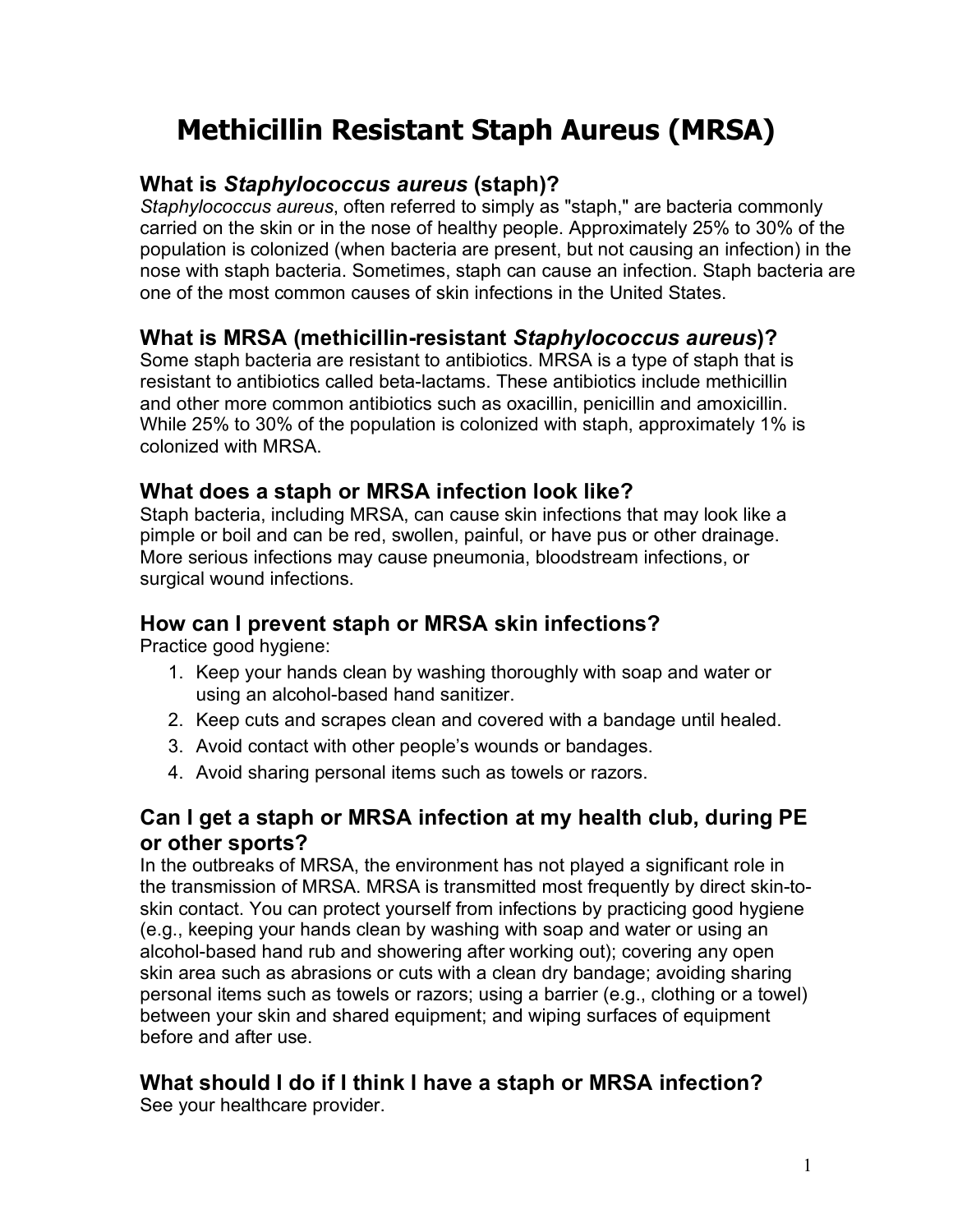# Methicillin Resistant Staph Aureus (MRSA)

## What is *Staphylococcus aureus* (staph)?

*Staphylococcus aureus*, often referred to simply as "staph," are bacteria commonly carried on the skin or in the nose of healthy people. Approximately 25% to 30% of the population is colonized (when bacteria are present, but not causing an infection) in the nose with staph bacteria. Sometimes, staph can cause an infection. Staph bacteria are one of the most common causes of skin infections in the United States.

## What is MRSA (methicillin-resistant *Staphylococcus aureus*)?

Some staph bacteria are resistant to antibiotics. MRSA is a type of staph that is resistant to antibiotics called beta-lactams. These antibiotics include methicillin and other more common antibiotics such as oxacillin, penicillin and amoxicillin. While 25% to 30% of the population is colonized with staph, approximately 1% is colonized with MRSA.

## What does a staph or MRSA infection look like?

Staph bacteria, including MRSA, can cause skin infections that may look like a pimple or boil and can be red, swollen, painful, or have pus or other drainage. More serious infections may cause pneumonia, bloodstream infections, or surgical wound infections.

## How can I prevent staph or MRSA skin infections?

Practice good hygiene:

1. Keep your hands clean by washing thoroughly with soap and water or using an alcohol-based hand sanitizer.
2. Keep cuts and scrapes clean and covered with a bandage until healed.
3. Avoid contact with other people's wounds or bandages.
4. Avoid sharing personal items such as towels or razors.

## Can I get a staph or MRSA infection at my health club, during PE or other sports?

In the outbreaks of MRSA, the environment has not played a significant role in the transmission of MRSA. MRSA is transmitted most frequently by direct skin-to-skin contact. You can protect yourself from infections by practicing good hygiene (e.g., keeping your hands clean by washing with soap and water or using an alcohol-based hand rub and showering after working out); covering any open skin area such as abrasions or cuts with a clean dry bandage; avoiding sharing personal items such as towels or razors; using a barrier (e.g., clothing or a towel) between your skin and shared equipment; and wiping surfaces of equipment before and after use.

## What should I do if I think I have a staph or MRSA infection?

See your healthcare provider.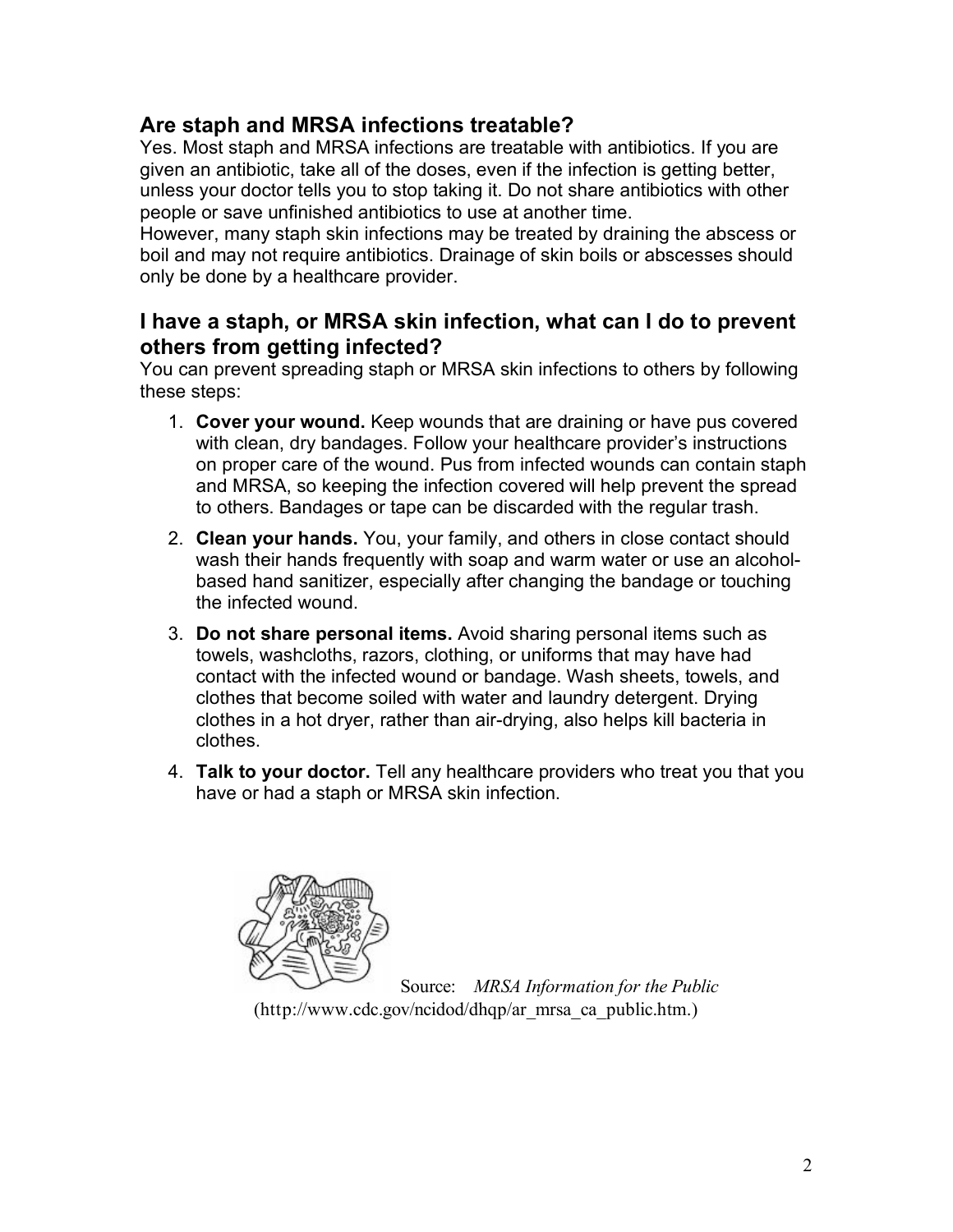## Are staph and MRSA infections treatable?

Yes. Most staph and MRSA infections are treatable with antibiotics. If you are given an antibiotic, take all of the doses, even if the infection is getting better, unless your doctor tells you to stop taking it. Do not share antibiotics with other people or save unfinished antibiotics to use at another time.

However, many staph skin infections may be treated by draining the abscess or boil and may not require antibiotics. Drainage of skin boils or abscesses should only be done by a healthcare provider.

## I have a staph, or MRSA skin infection, what can I do to prevent others from getting infected?

You can prevent spreading staph or MRSA skin infections to others by following these steps:

1. **Cover your wound.** Keep wounds that are draining or have pus covered with clean, dry bandages. Follow your healthcare provider's instructions on proper care of the wound. Pus from infected wounds can contain staph and MRSA, so keeping the infection covered will help prevent the spread to others. Bandages or tape can be discarded with the regular trash.
2. **Clean your hands.** You, your family, and others in close contact should wash their hands frequently with soap and warm water or use an alcohol-based hand sanitizer, especially after changing the bandage or touching the infected wound.
3. **Do not share personal items.** Avoid sharing personal items such as towels, washcloths, razors, clothing, or uniforms that may have had contact with the infected wound or bandage. Wash sheets, towels, and clothes that become soiled with water and laundry detergent. Drying clothes in a hot dryer, rather than air-drying, also helps kill bacteria in clothes.
4. **Talk to your doctor.** Tell any healthcare providers who treat you that you have or had a staph or MRSA skin infection.

Source: *MRSA Information for the Public* (http://www.cdc.gov/ncidod/dhqp/ar_mrsa_ca_public.htm.)